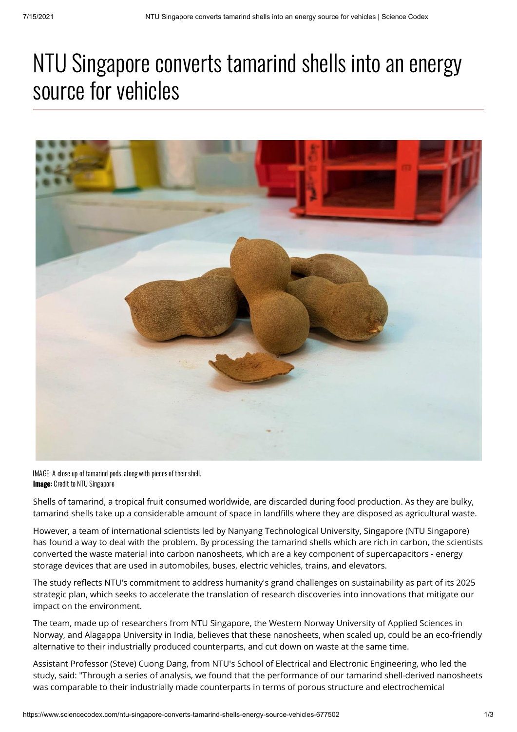# NTU Singapore converts tamarind shells into an energy source for vehicles

IMAGE: A close up of tamarind pods, along with pieces of their shell.
**Image:** Credit to NTU Singapore

Shells of tamarind, a tropical fruit consumed worldwide, are discarded during food production. As they are bulky, tamarind shells take up a considerable amount of space in landfills where they are disposed as agricultural waste.

However, a team of international scientists led by Nanyang Technological University, Singapore (NTU Singapore) has found a way to deal with the problem. By processing the tamarind shells which are rich in carbon, the scientists converted the waste material into carbon nanosheets, which are a key component of supercapacitors - energy storage devices that are used in automobiles, buses, electric vehicles, trains, and elevators.

The study reflects NTU's commitment to address humanity's grand challenges on sustainability as part of its 2025 strategic plan, which seeks to accelerate the translation of research discoveries into innovations that mitigate our impact on the environment.

The team, made up of researchers from NTU Singapore, the Western Norway University of Applied Sciences in Norway, and Alagappa University in India, believes that these nanosheets, when scaled up, could be an eco-friendly alternative to their industrially produced counterparts, and cut down on waste at the same time.

Assistant Professor (Steve) Cuong Dang, from NTU's School of Electrical and Electronic Engineering, who led the study, said: "Through a series of analysis, we found that the performance of our tamarind shell-derived nanosheets was comparable to their industrially made counterparts in terms of porous structure and electrochemical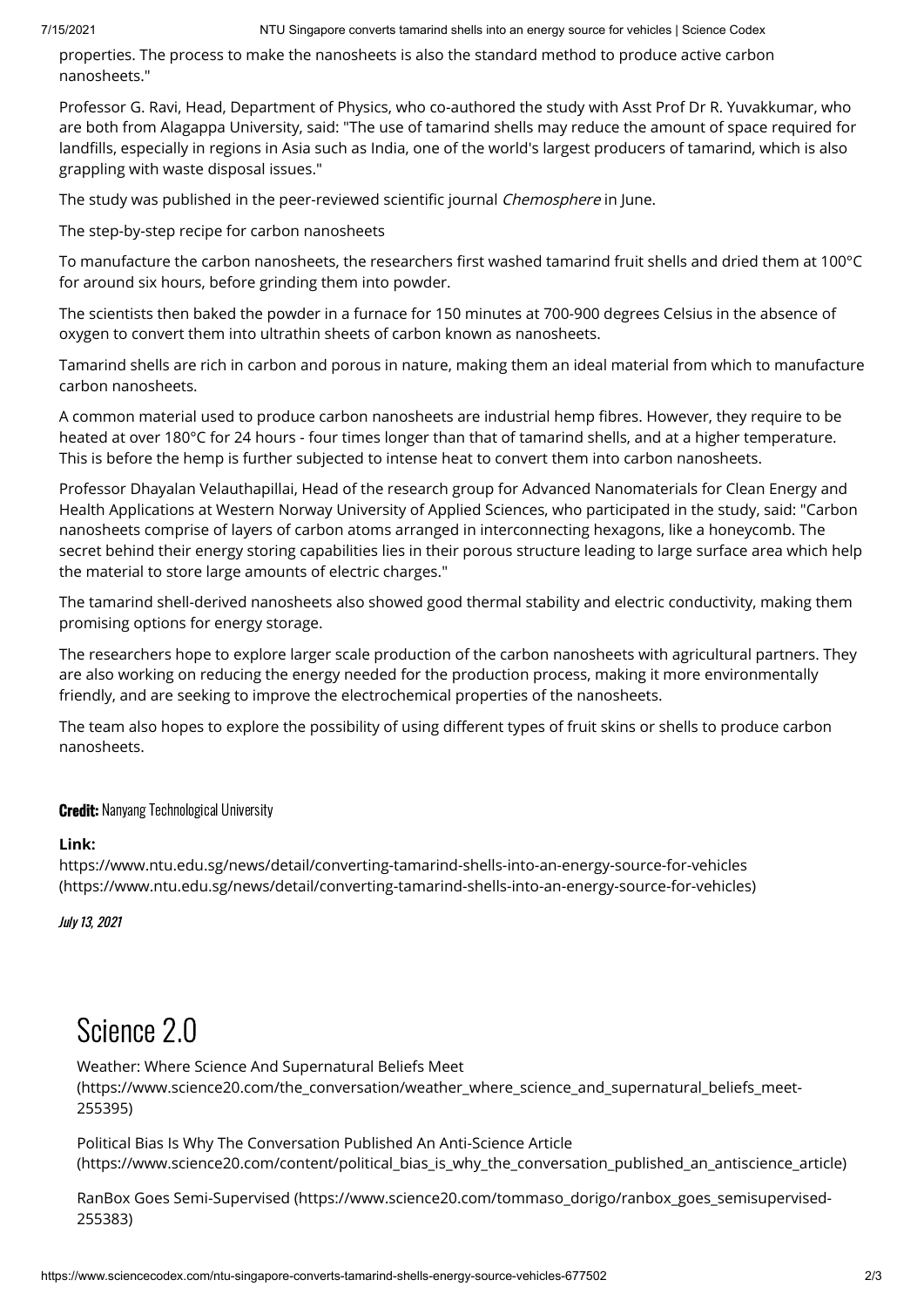properties. The process to make the nanosheets is also the standard method to produce active carbon nanosheets."

Professor G. Ravi, Head, Department of Physics, who co-authored the study with Asst Prof Dr R. Yuvakkumar, who are both from Alagappa University, said: "The use of tamarind shells may reduce the amount of space required for landfills, especially in regions in Asia such as India, one of the world's largest producers of tamarind, which is also grappling with waste disposal issues."

The study was published in the peer-reviewed scientific journal *Chemosphere* in June.

The step-by-step recipe for carbon nanosheets

To manufacture the carbon nanosheets, the researchers first washed tamarind fruit shells and dried them at 100°C for around six hours, before grinding them into powder.

The scientists then baked the powder in a furnace for 150 minutes at 700-900 degrees Celsius in the absence of oxygen to convert them into ultrathin sheets of carbon known as nanosheets.

Tamarind shells are rich in carbon and porous in nature, making them an ideal material from which to manufacture carbon nanosheets.

A common material used to produce carbon nanosheets are industrial hemp fibres. However, they require to be heated at over 180°C for 24 hours - four times longer than that of tamarind shells, and at a higher temperature. This is before the hemp is further subjected to intense heat to convert them into carbon nanosheets.

Professor Dhayalan Velauthapillai, Head of the research group for Advanced Nanomaterials for Clean Energy and Health Applications at Western Norway University of Applied Sciences, who participated in the study, said: "Carbon nanosheets comprise of layers of carbon atoms arranged in interconnecting hexagons, like a honeycomb. The secret behind their energy storing capabilities lies in their porous structure leading to large surface area which help the material to store large amounts of electric charges."

The tamarind shell-derived nanosheets also showed good thermal stability and electric conductivity, making them promising options for energy storage.

The researchers hope to explore larger scale production of the carbon nanosheets with agricultural partners. They are also working on reducing the energy needed for the production process, making it more environmentally friendly, and are seeking to improve the electrochemical properties of the nanosheets.

The team also hopes to explore the possibility of using different types of fruit skins or shells to produce carbon nanosheets.

**Credit:** Nanyang Technological University

**Link:**
https://www.ntu.edu.sg/news/detail/converting-tamarind-shells-into-an-energy-source-for-vehicles (https://www.ntu.edu.sg/news/detail/converting-tamarind-shells-into-an-energy-source-for-vehicles)

*July 13, 2021*

# Science 2.0

Weather: Where Science And Supernatural Beliefs Meet (https://www.science20.com/the_conversation/weather_where_science_and_supernatural_beliefs_meet-255395)

Political Bias Is Why The Conversation Published An Anti-Science Article (https://www.science20.com/content/political_bias_is_why_the_conversation_published_an_antiscience_article)

RanBox Goes Semi-Supervised (https://www.science20.com/tommaso_dorigo/ranbox_goes_semisupervised-255383)